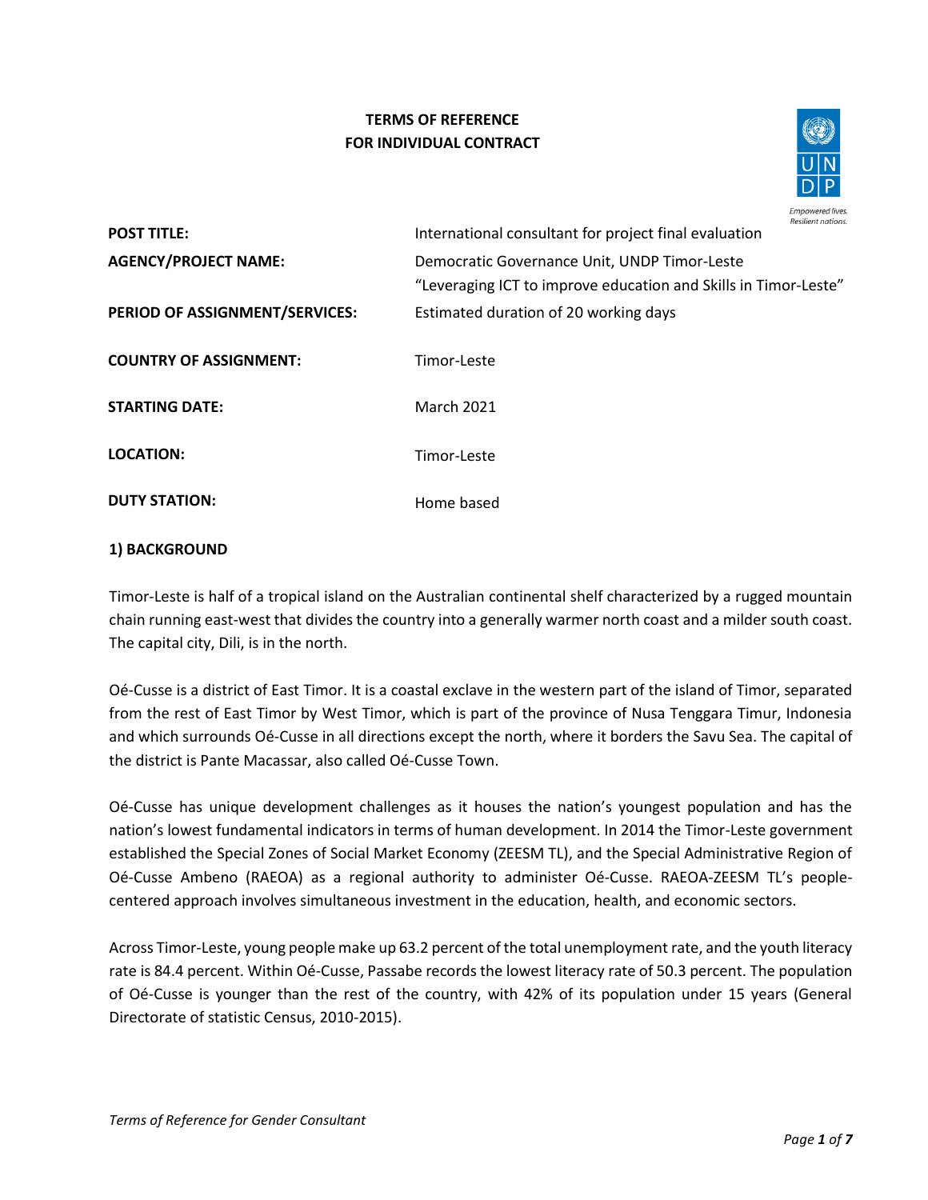**TERMS OF REFERENCE**
**FOR INDIVIDUAL CONTRACT**

| | |
|---|---|
| **POST TITLE:** | International consultant for project final evaluation |
| **AGENCY/PROJECT NAME:** | Democratic Governance Unit, UNDP Timor-Leste<br>“Leveraging ICT to improve education and Skills in Timor-Leste” |
| **PERIOD OF ASSIGNMENT/SERVICES:** | Estimated duration of 20 working days |
| **COUNTRY OF ASSIGNMENT:** | Timor-Leste |
| **STARTING DATE:** | March 2021 |
| **LOCATION:** | Timor-Leste |
| **DUTY STATION:** | Home based |

## 1) BACKGROUND

Timor-Leste is half of a tropical island on the Australian continental shelf characterized by a rugged mountain chain running east-west that divides the country into a generally warmer north coast and a milder south coast. The capital city, Dili, is in the north.

Oé-Cusse is a district of East Timor. It is a coastal exclave in the western part of the island of Timor, separated from the rest of East Timor by West Timor, which is part of the province of Nusa Tenggara Timur, Indonesia and which surrounds Oé-Cusse in all directions except the north, where it borders the Savu Sea. The capital of the district is Pante Macassar, also called Oé-Cusse Town.

Oé-Cusse has unique development challenges as it houses the nation’s youngest population and has the nation’s lowest fundamental indicators in terms of human development. In 2014 the Timor-Leste government established the Special Zones of Social Market Economy (ZEESM TL), and the Special Administrative Region of Oé-Cusse Ambeno (RAEOA) as a regional authority to administer Oé-Cusse. RAEOA-ZEESM TL’s people-centered approach involves simultaneous investment in the education, health, and economic sectors.

Across Timor-Leste, young people make up 63.2 percent of the total unemployment rate, and the youth literacy rate is 84.4 percent. Within Oé-Cusse, Passabe records the lowest literacy rate of 50.3 percent. The population of Oé-Cusse is younger than the rest of the country, with 42% of its population under 15 years (General Directorate of statistic Census, 2010-2015).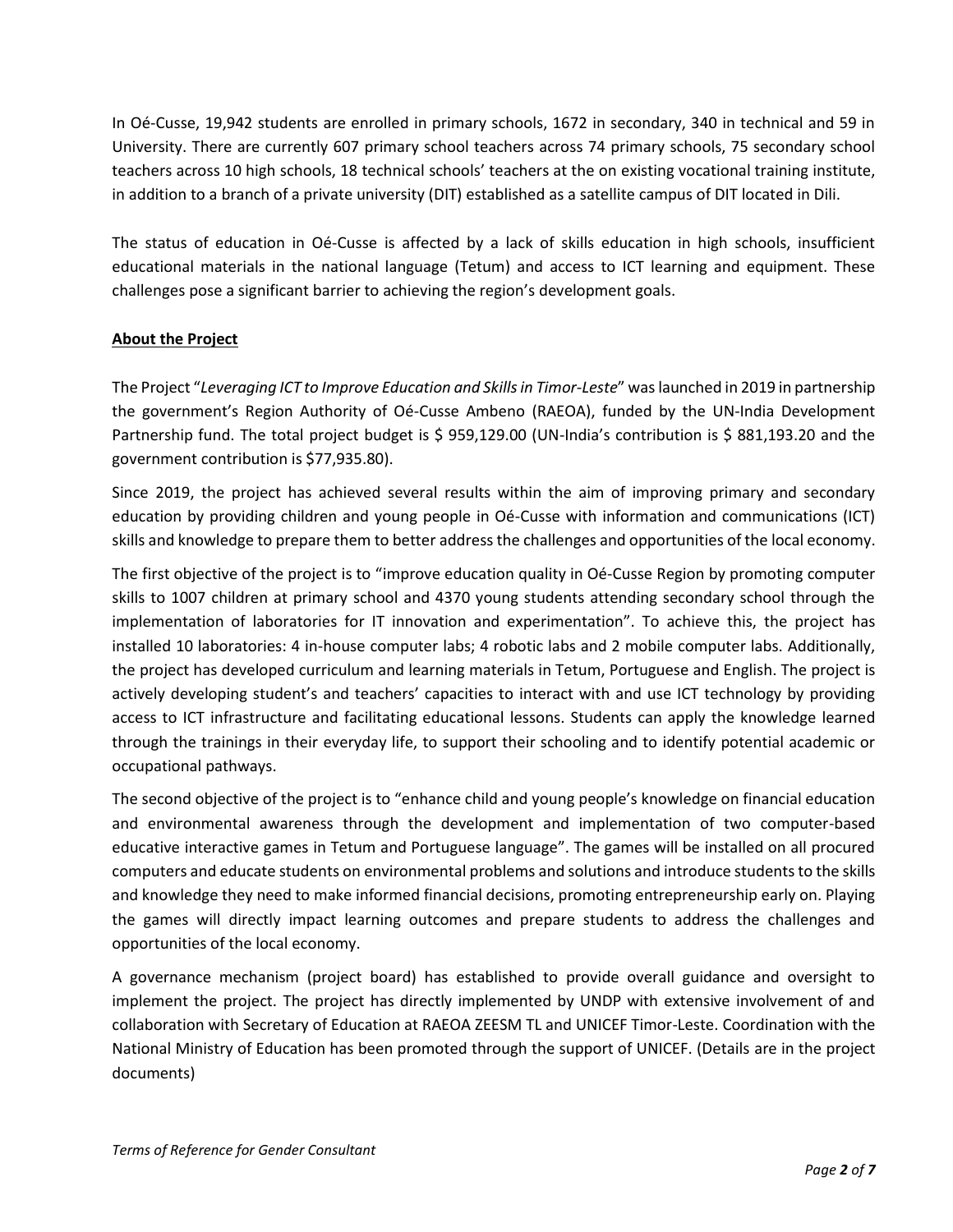In Oé-Cusse, 19,942 students are enrolled in primary schools, 1672 in secondary, 340 in technical and 59 in University. There are currently 607 primary school teachers across 74 primary schools, 75 secondary school teachers across 10 high schools, 18 technical schools' teachers at the on existing vocational training institute, in addition to a branch of a private university (DIT) established as a satellite campus of DIT located in Dili.

The status of education in Oé-Cusse is affected by a lack of skills education in high schools, insufficient educational materials in the national language (Tetum) and access to ICT learning and equipment. These challenges pose a significant barrier to achieving the region's development goals.

**About the Project**

The Project "*Leveraging ICT to Improve Education and Skills in Timor-Leste*" was launched in 2019 in partnership the government's Region Authority of Oé-Cusse Ambeno (RAEOA), funded by the UN-India Development Partnership fund. The total project budget is $ 959,129.00 (UN-India's contribution is $ 881,193.20 and the government contribution is $77,935.80).

Since 2019, the project has achieved several results within the aim of improving primary and secondary education by providing children and young people in Oé-Cusse with information and communications (ICT) skills and knowledge to prepare them to better address the challenges and opportunities of the local economy.

The first objective of the project is to "improve education quality in Oé-Cusse Region by promoting computer skills to 1007 children at primary school and 4370 young students attending secondary school through the implementation of laboratories for IT innovation and experimentation". To achieve this, the project has installed 10 laboratories: 4 in-house computer labs; 4 robotic labs and 2 mobile computer labs. Additionally, the project has developed curriculum and learning materials in Tetum, Portuguese and English. The project is actively developing student's and teachers' capacities to interact with and use ICT technology by providing access to ICT infrastructure and facilitating educational lessons. Students can apply the knowledge learned through the trainings in their everyday life, to support their schooling and to identify potential academic or occupational pathways.

The second objective of the project is to "enhance child and young people's knowledge on financial education and environmental awareness through the development and implementation of two computer-based educative interactive games in Tetum and Portuguese language". The games will be installed on all procured computers and educate students on environmental problems and solutions and introduce students to the skills and knowledge they need to make informed financial decisions, promoting entrepreneurship early on. Playing the games will directly impact learning outcomes and prepare students to address the challenges and opportunities of the local economy.

A governance mechanism (project board) has established to provide overall guidance and oversight to implement the project. The project has directly implemented by UNDP with extensive involvement of and collaboration with Secretary of Education at RAEOA ZEESM TL and UNICEF Timor-Leste. Coordination with the National Ministry of Education has been promoted through the support of UNICEF. (Details are in the project documents)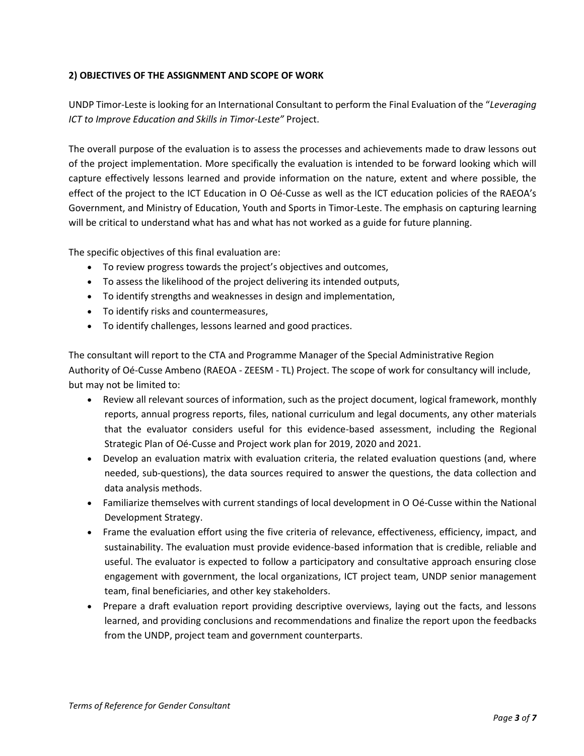## 2) OBJECTIVES OF THE ASSIGNMENT AND SCOPE OF WORK

UNDP Timor-Leste is looking for an International Consultant to perform the Final Evaluation of the "*Leveraging ICT to Improve Education and Skills in Timor-Leste"* Project.

The overall purpose of the evaluation is to assess the processes and achievements made to draw lessons out of the project implementation. More specifically the evaluation is intended to be forward looking which will capture effectively lessons learned and provide information on the nature, extent and where possible, the effect of the project to the ICT Education in O Oé-Cusse as well as the ICT education policies of the RAEOA's Government, and Ministry of Education, Youth and Sports in Timor-Leste. The emphasis on capturing learning will be critical to understand what has and what has not worked as a guide for future planning.

The specific objectives of this final evaluation are:

- To review progress towards the project's objectives and outcomes,
- To assess the likelihood of the project delivering its intended outputs,
- To identify strengths and weaknesses in design and implementation,
- To identify risks and countermeasures,
- To identify challenges, lessons learned and good practices.

The consultant will report to the CTA and Programme Manager of the Special Administrative Region Authority of Oé-Cusse Ambeno (RAEOA - ZEESM - TL) Project. The scope of work for consultancy will include, but may not be limited to:

- Review all relevant sources of information, such as the project document, logical framework, monthly reports, annual progress reports, files, national curriculum and legal documents, any other materials that the evaluator considers useful for this evidence-based assessment, including the Regional Strategic Plan of Oé-Cusse and Project work plan for 2019, 2020 and 2021.
- Develop an evaluation matrix with evaluation criteria, the related evaluation questions (and, where needed, sub-questions), the data sources required to answer the questions, the data collection and data analysis methods.
- Familiarize themselves with current standings of local development in O Oé-Cusse within the National Development Strategy.
- Frame the evaluation effort using the five criteria of relevance, effectiveness, efficiency, impact, and sustainability. The evaluation must provide evidence-based information that is credible, reliable and useful. The evaluator is expected to follow a participatory and consultative approach ensuring close engagement with government, the local organizations, ICT project team, UNDP senior management team, final beneficiaries, and other key stakeholders.
- Prepare a draft evaluation report providing descriptive overviews, laying out the facts, and lessons learned, and providing conclusions and recommendations and finalize the report upon the feedbacks from the UNDP, project team and government counterparts.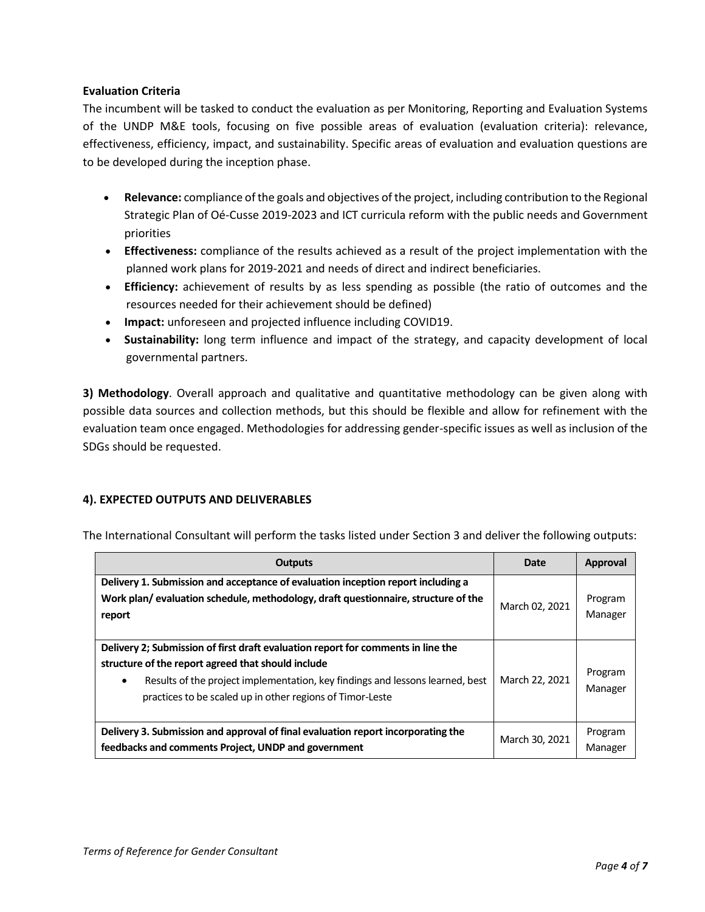**Evaluation Criteria**

The incumbent will be tasked to conduct the evaluation as per Monitoring, Reporting and Evaluation Systems of the UNDP M&E tools, focusing on five possible areas of evaluation (evaluation criteria): relevance, effectiveness, efficiency, impact, and sustainability. Specific areas of evaluation and evaluation questions are to be developed during the inception phase.

- **Relevance:** compliance of the goals and objectives of the project, including contribution to the Regional Strategic Plan of Oé-Cusse 2019-2023 and ICT curricula reform with the public needs and Government priorities
- **Effectiveness:** compliance of the results achieved as a result of the project implementation with the planned work plans for 2019-2021 and needs of direct and indirect beneficiaries.
- **Efficiency:** achievement of results by as less spending as possible (the ratio of outcomes and the resources needed for their achievement should be defined)
- **Impact:** unforeseen and projected influence including COVID19.
- **Sustainability:** long term influence and impact of the strategy, and capacity development of local governmental partners.

**3) Methodology**. Overall approach and qualitative and quantitative methodology can be given along with possible data sources and collection methods, but this should be flexible and allow for refinement with the evaluation team once engaged. Methodologies for addressing gender-specific issues as well as inclusion of the SDGs should be requested.

**4). EXPECTED OUTPUTS AND DELIVERABLES**

The International Consultant will perform the tasks listed under Section 3 and deliver the following outputs:

| Outputs | Date | Approval |
|---|---|---|
| **Delivery 1. Submission and acceptance of evaluation inception report including a Work plan/ evaluation schedule, methodology, draft questionnaire, structure of the report** | March 02, 2021 | Program Manager |
| **Delivery 2; Submission of first draft evaluation report for comments in line the structure of the report agreed that should include** <br> • Results of the project implementation, key findings and lessons learned, best practices to be scaled up in other regions of Timor-Leste | March 22, 2021 | Program Manager |
| **Delivery 3. Submission and approval of final evaluation report incorporating the feedbacks and comments Project, UNDP and government** | March 30, 2021 | Program Manager |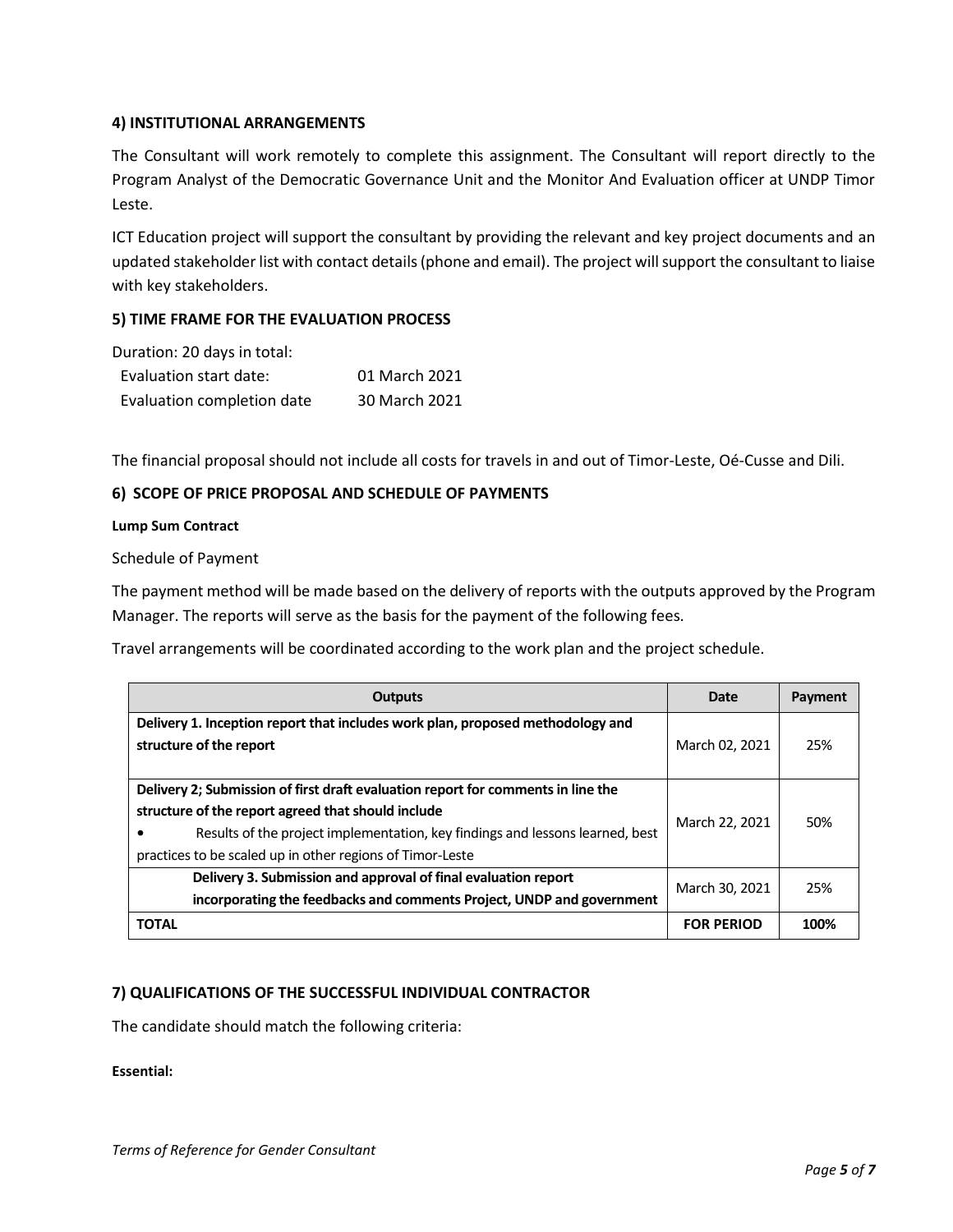**4) INSTITUTIONAL ARRANGEMENTS**

The Consultant will work remotely to complete this assignment. The Consultant will report directly to the Program Analyst of the Democratic Governance Unit and the Monitor And Evaluation officer at UNDP Timor Leste.

ICT Education project will support the consultant by providing the relevant and key project documents and an updated stakeholder list with contact details (phone and email). The project will support the consultant to liaise with key stakeholders.

**5) TIME FRAME FOR THE EVALUATION PROCESS**

Duration: 20 days in total:

| | |
|---|---|
| Evaluation start date: | 01 March 2021 |
| Evaluation completion date | 30 March 2021 |

The financial proposal should not include all costs for travels in and out of Timor-Leste, Oé-Cusse and Dili.

**6) SCOPE OF PRICE PROPOSAL AND SCHEDULE OF PAYMENTS**

**Lump Sum Contract**

Schedule of Payment

The payment method will be made based on the delivery of reports with the outputs approved by the Program Manager. The reports will serve as the basis for the payment of the following fees.

Travel arrangements will be coordinated according to the work plan and the project schedule.

| Outputs | Date | Payment |
|---|---|---|
| **Delivery 1. Inception report that includes work plan, proposed methodology and structure of the report** | March 02, 2021 | 25% |
| **Delivery 2; Submission of first draft evaluation report for comments in line the structure of the report agreed that should include** <br> • Results of the project implementation, key findings and lessons learned, best practices to be scaled up in other regions of Timor-Leste | March 22, 2021 | 50% |
| **Delivery 3. Submission and approval of final evaluation report incorporating the feedbacks and comments Project, UNDP and government** | March 30, 2021 | 25% |
| **TOTAL** | **FOR PERIOD** | **100%** |

**7) QUALIFICATIONS OF THE SUCCESSFUL INDIVIDUAL CONTRACTOR**

The candidate should match the following criteria:

**Essential:**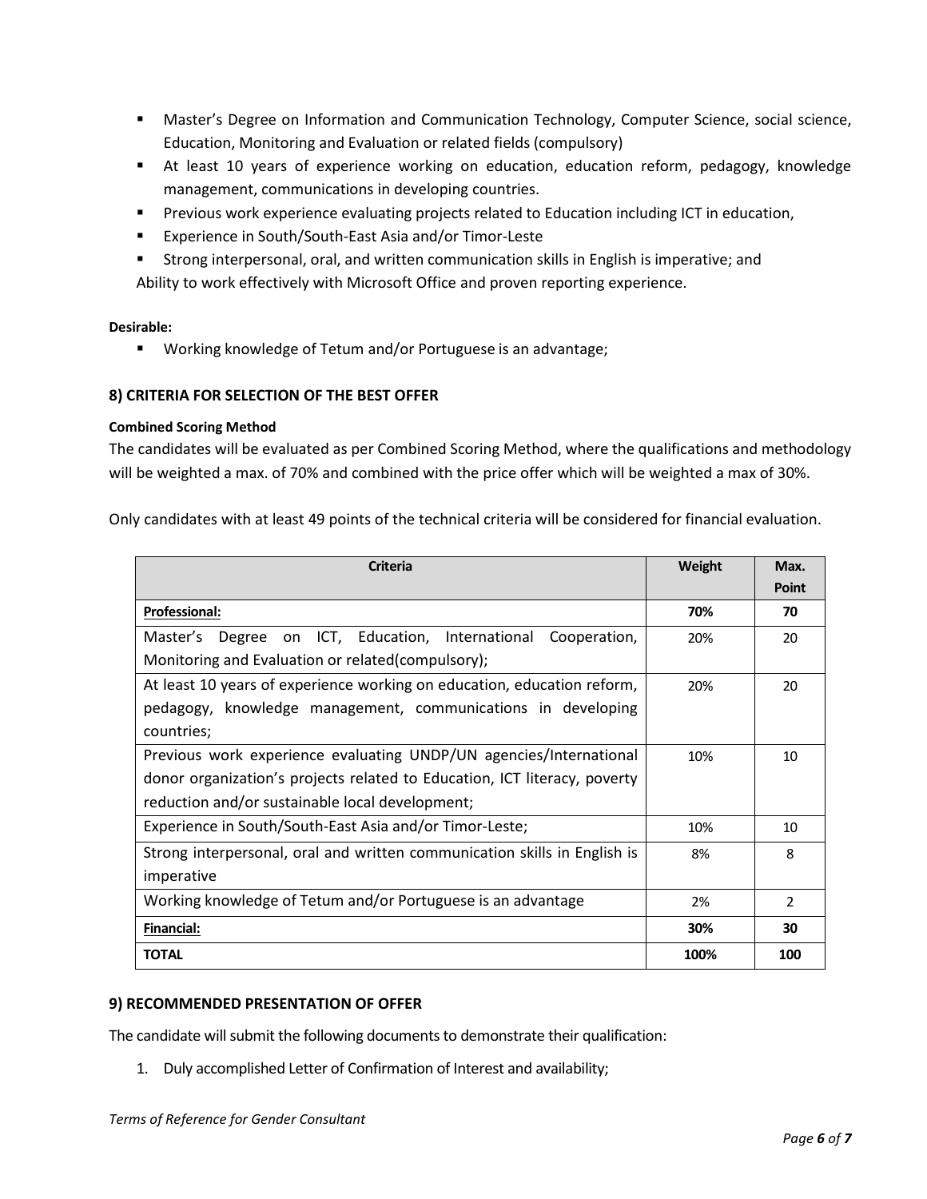- Master's Degree on Information and Communication Technology, Computer Science, social science, Education, Monitoring and Evaluation or related fields (compulsory)
- At least 10 years of experience working on education, education reform, pedagogy, knowledge management, communications in developing countries.
- Previous work experience evaluating projects related to Education including ICT in education,
- Experience in South/South-East Asia and/or Timor-Leste
- Strong interpersonal, oral, and written communication skills in English is imperative; and

Ability to work effectively with Microsoft Office and proven reporting experience.

**Desirable:**

- Working knowledge of Tetum and/or Portuguese is an advantage;

### 8) CRITERIA FOR SELECTION OF THE BEST OFFER

**Combined Scoring Method**

The candidates will be evaluated as per Combined Scoring Method, where the qualifications and methodology will be weighted a max. of 70% and combined with the price offer which will be weighted a max of 30%.

Only candidates with at least 49 points of the technical criteria will be considered for financial evaluation.

| Criteria | Weight | Max. Point |
|---|---|---|
| **Professional:** | **70%** | **70** |
| Master's Degree on ICT, Education, International Cooperation, Monitoring and Evaluation or related(compulsory); | 20% | 20 |
| At least 10 years of experience working on education, education reform, pedagogy, knowledge management, communications in developing countries; | 20% | 20 |
| Previous work experience evaluating UNDP/UN agencies/International donor organization's projects related to Education, ICT literacy, poverty reduction and/or sustainable local development; | 10% | 10 |
| Experience in South/South-East Asia and/or Timor-Leste; | 10% | 10 |
| Strong interpersonal, oral and written communication skills in English is imperative | 8% | 8 |
| Working knowledge of Tetum and/or Portuguese is an advantage | 2% | 2 |
| **Financial:** | **30%** | **30** |
| **TOTAL** | **100%** | **100** |

### 9) RECOMMENDED PRESENTATION OF OFFER

The candidate will submit the following documents to demonstrate their qualification:

1. Duly accomplished Letter of Confirmation of Interest and availability;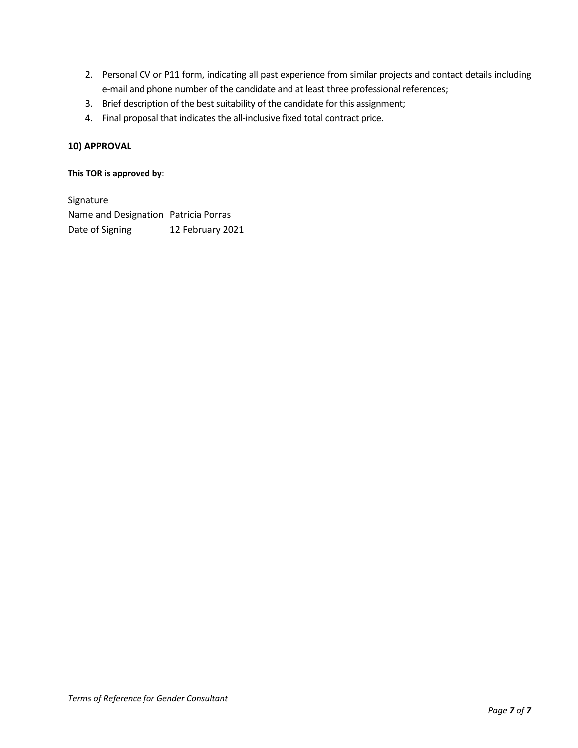2. Personal CV or P11 form, indicating all past experience from similar projects and contact details including e-mail and phone number of the candidate and at least three professional references;
3. Brief description of the best suitability of the candidate for this assignment;
4. Final proposal that indicates the all-inclusive fixed total contract price.

**10) APPROVAL**

**This TOR is approved by**:

| | |
|---|---|
| Signature | \_\_\_\_\_\_\_\_\_\_\_\_\_\_\_\_\_\_\_\_\_\_\_\_\_ |
| Name and Designation | Patricia Porras |
| Date of Signing | 12 February 2021 |